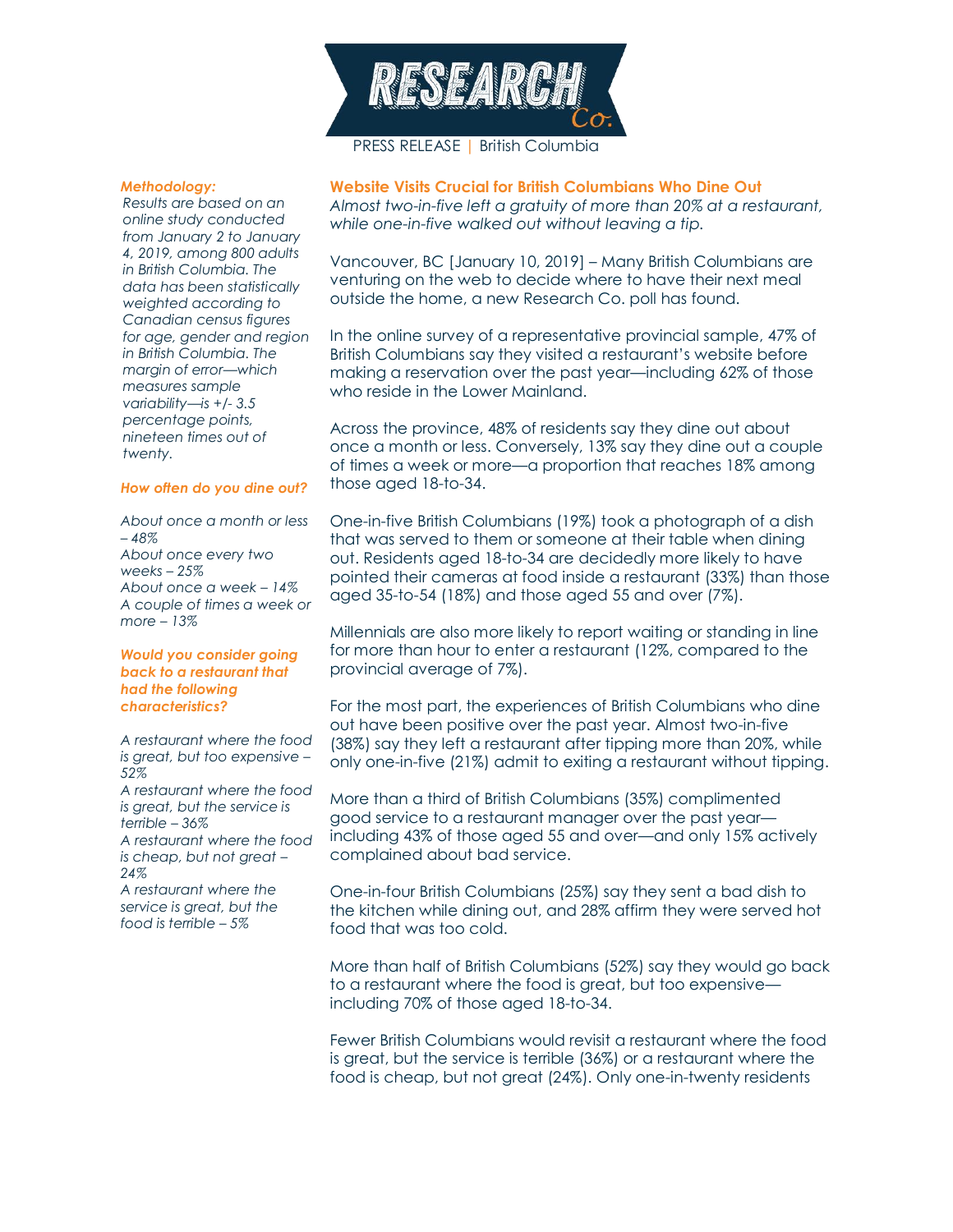RESEARCH Co.

PRESS RELEASE | British Columbia

## Website Visits Crucial for British Columbians Who Dine Out

*Almost two-in-five left a gratuity of more than 20% at a restaurant, while one-in-five walked out without leaving a tip.*

Vancouver, BC [January 10, 2019] – Many British Columbians are venturing on the web to decide where to have their next meal outside the home, a new Research Co. poll has found.

In the online survey of a representative provincial sample, 47% of British Columbians say they visited a restaurant's website before making a reservation over the past year—including 62% of those who reside in the Lower Mainland.

Across the province, 48% of residents say they dine out about once a month or less. Conversely, 13% say they dine out a couple of times a week or more—a proportion that reaches 18% among those aged 18-to-34.

One-in-five British Columbians (19%) took a photograph of a dish that was served to them or someone at their table when dining out. Residents aged 18-to-34 are decidedly more likely to have pointed their cameras at food inside a restaurant (33%) than those aged 35-to-54 (18%) and those aged 55 and over (7%).

Millennials are also more likely to report waiting or standing in line for more than hour to enter a restaurant (12%, compared to the provincial average of 7%).

For the most part, the experiences of British Columbians who dine out have been positive over the past year. Almost two-in-five (38%) say they left a restaurant after tipping more than 20%, while only one-in-five (21%) admit to exiting a restaurant without tipping.

More than a third of British Columbians (35%) complimented good service to a restaurant manager over the past year—including 43% of those aged 55 and over—and only 15% actively complained about bad service.

One-in-four British Columbians (25%) say they sent a bad dish to the kitchen while dining out, and 28% affirm they were served hot food that was too cold.

More than half of British Columbians (52%) say they would go back to a restaurant where the food is great, but too expensive—including 70% of those aged 18-to-34.

Fewer British Columbians would revisit a restaurant where the food is great, but the service is terrible (36%) or a restaurant where the food is cheap, but not great (24%). Only one-in-twenty residents

***Methodology:***

*Results are based on an online study conducted from January 2 to January 4, 2019, among 800 adults in British Columbia. The data has been statistically weighted according to Canadian census figures for age, gender and region in British Columbia. The margin of error—which measures sample variability—is +/- 3.5 percentage points, nineteen times out of twenty.*

***How often do you dine out?***

*About once a month or less – 48%*
*About once every two weeks – 25%*
*About once a week – 14%*
*A couple of times a week or more – 13%*

***Would you consider going back to a restaurant that had the following characteristics?***

*A restaurant where the food is great, but too expensive – 52%*
*A restaurant where the food is great, but the service is terrible – 36%*
*A restaurant where the food is cheap, but not great – 24%*
*A restaurant where the service is great, but the food is terrible – 5%*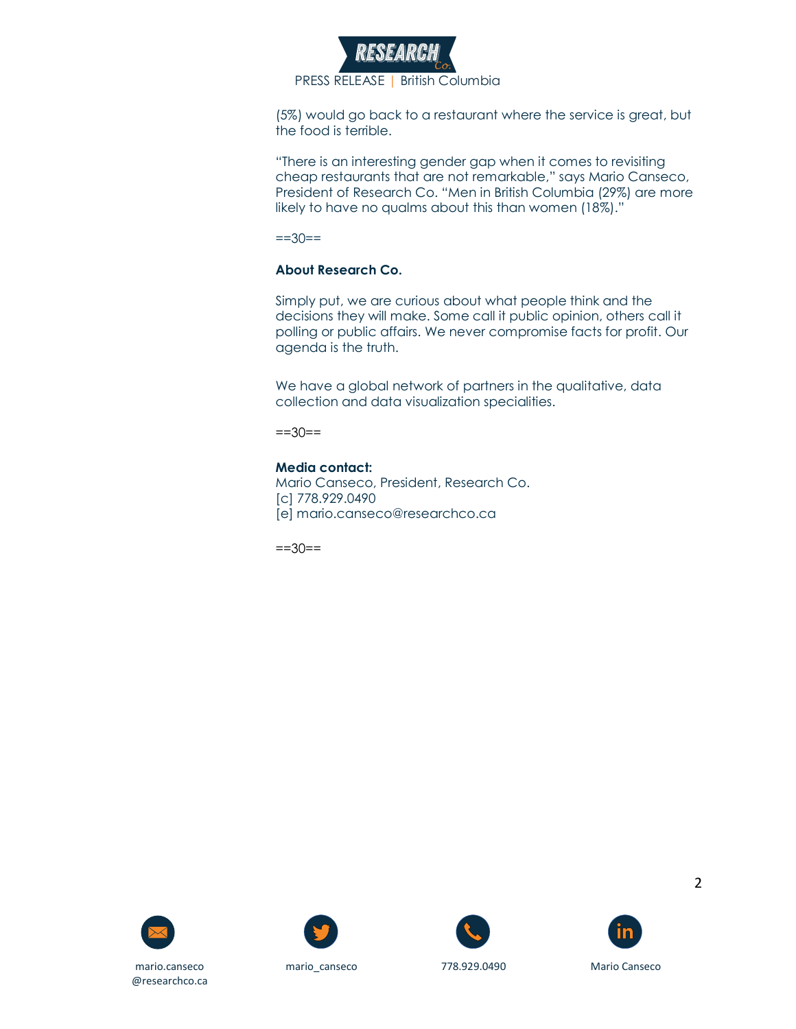(5%) would go back to a restaurant where the service is great, but the food is terrible.

"There is an interesting gender gap when it comes to revisiting cheap restaurants that are not remarkable," says Mario Canseco, President of Research Co. "Men in British Columbia (29%) are more likely to have no qualms about this than women (18%)."

==30==

**About Research Co.**

Simply put, we are curious about what people think and the decisions they will make. Some call it public opinion, others call it polling or public affairs. We never compromise facts for profit. Our agenda is the truth.

We have a global network of partners in the qualitative, data collection and data visualization specialities.

==30==

**Media contact:**
Mario Canseco, President, Research Co.
[c] 778.929.0490
[e] mario.canseco@researchco.ca

==30==